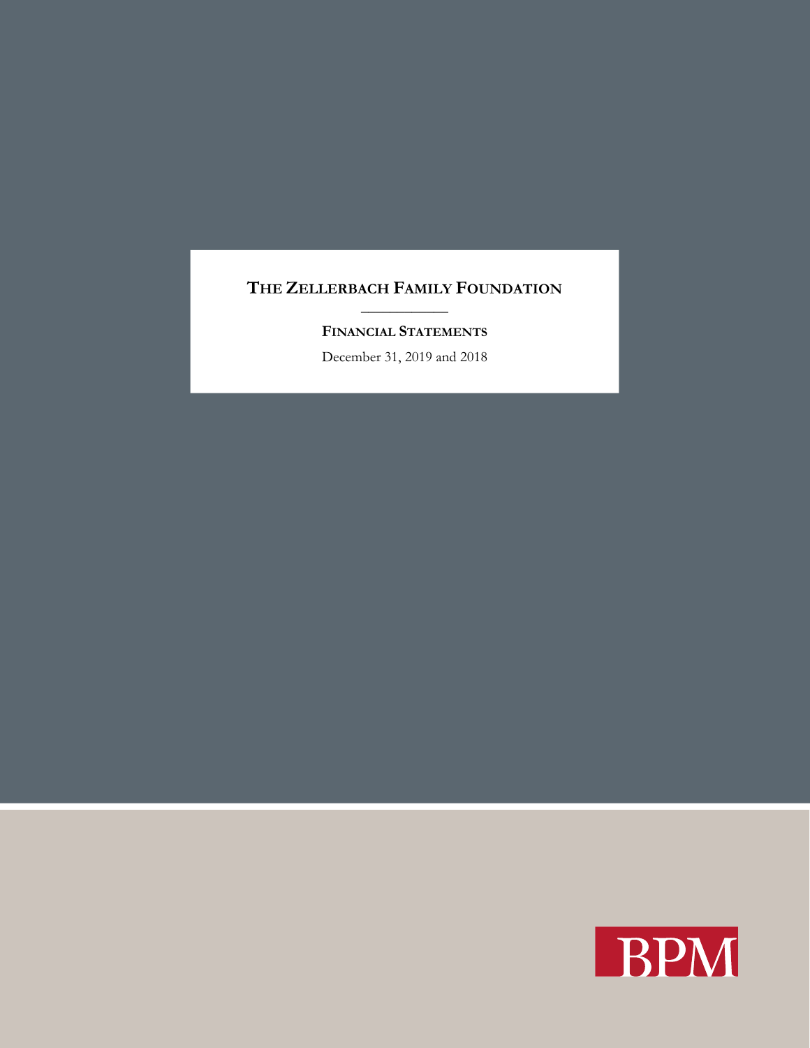# THE ZELLERBACH FAMILY FOUNDATION

## FINANCIAL STATEMENTS

December 31, 2019 and 2018

BPM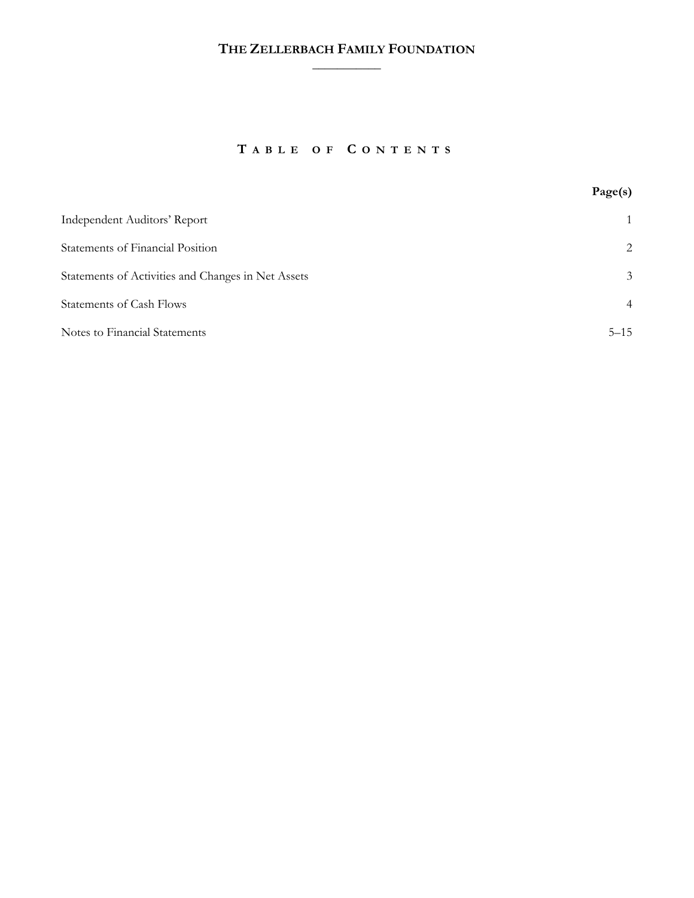# THE ZELLERBACH FAMILY FOUNDATION

## TABLE OF CONTENTS

| | Page(s) |
|---|---|
| Independent Auditors' Report | 1 |
| Statements of Financial Position | 2 |
| Statements of Activities and Changes in Net Assets | 3 |
| Statements of Cash Flows | 4 |
| Notes to Financial Statements | 5–15 |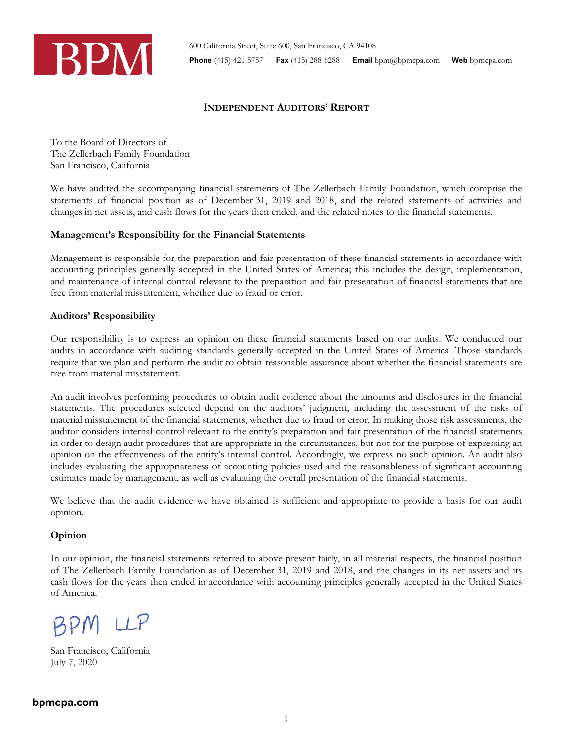BPM

600 California Street, Suite 600, San Francisco, CA 94108
**Phone** (415) 421-5757 **Fax** (415) 288-6288 **Email** bpm@bpmcpa.com **Web** bpmcpa.com

## INDEPENDENT AUDITORS' REPORT

To the Board of Directors of
The Zellerbach Family Foundation
San Francisco, California

We have audited the accompanying financial statements of The Zellerbach Family Foundation, which comprise the statements of financial position as of December 31, 2019 and 2018, and the related statements of activities and changes in net assets, and cash flows for the years then ended, and the related notes to the financial statements.

### Management's Responsibility for the Financial Statements

Management is responsible for the preparation and fair presentation of these financial statements in accordance with accounting principles generally accepted in the United States of America; this includes the design, implementation, and maintenance of internal control relevant to the preparation and fair presentation of financial statements that are free from material misstatement, whether due to fraud or error.

### Auditors' Responsibility

Our responsibility is to express an opinion on these financial statements based on our audits. We conducted our audits in accordance with auditing standards generally accepted in the United States of America. Those standards require that we plan and perform the audit to obtain reasonable assurance about whether the financial statements are free from material misstatement.

An audit involves performing procedures to obtain audit evidence about the amounts and disclosures in the financial statements. The procedures selected depend on the auditors' judgment, including the assessment of the risks of material misstatement of the financial statements, whether due to fraud or error. In making those risk assessments, the auditor considers internal control relevant to the entity's preparation and fair presentation of the financial statements in order to design audit procedures that are appropriate in the circumstances, but not for the purpose of expressing an opinion on the effectiveness of the entity's internal control. Accordingly, we express no such opinion. An audit also includes evaluating the appropriateness of accounting policies used and the reasonableness of significant accounting estimates made by management, as well as evaluating the overall presentation of the financial statements.

We believe that the audit evidence we have obtained is sufficient and appropriate to provide a basis for our audit opinion.

### Opinion

In our opinion, the financial statements referred to above present fairly, in all material respects, the financial position of The Zellerbach Family Foundation as of December 31, 2019 and 2018, and the changes in its net assets and its cash flows for the years then ended in accordance with accounting principles generally accepted in the United States of America.

BPM LLP

San Francisco, California
July 7, 2020

bpmcpa.com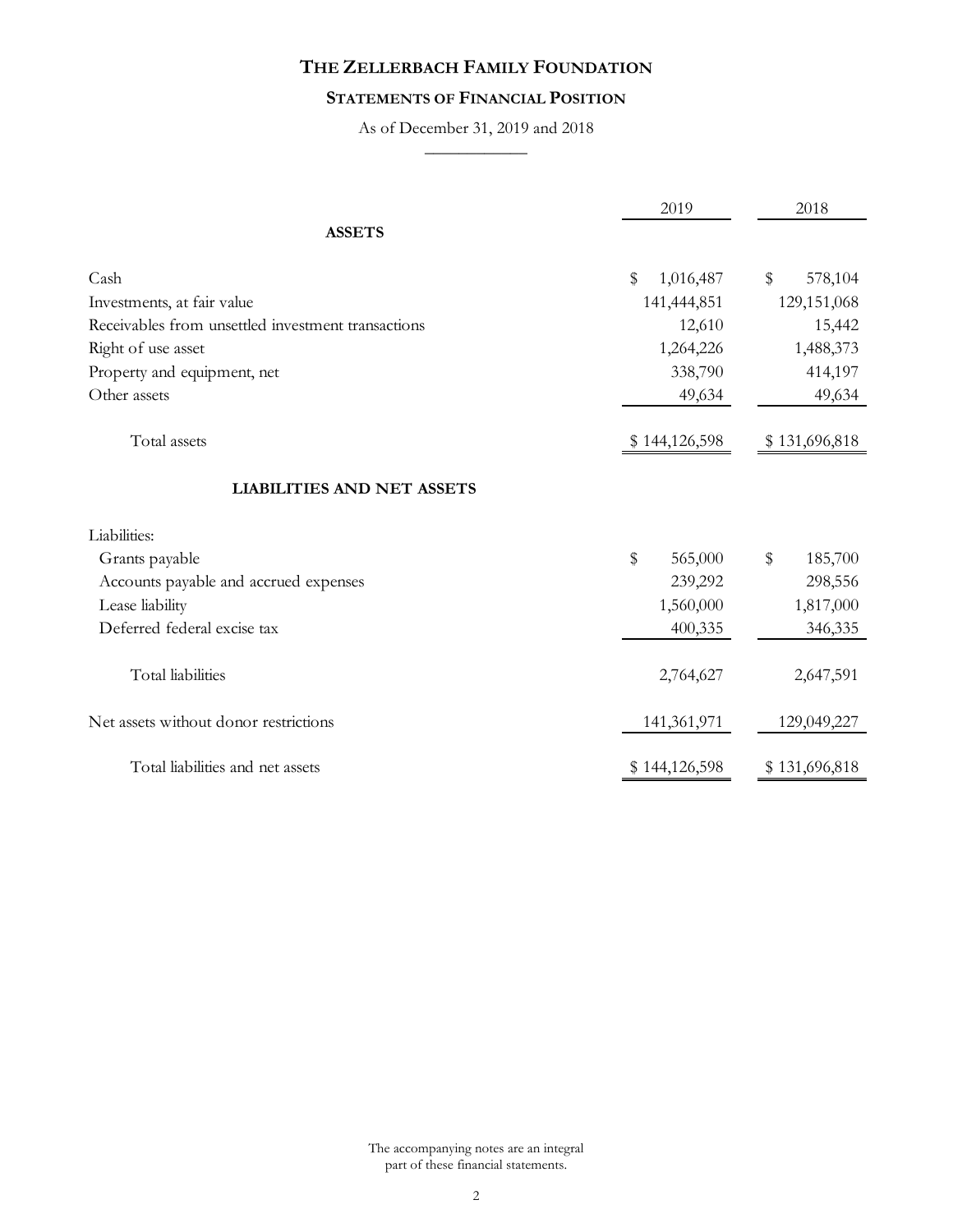# THE ZELLERBACH FAMILY FOUNDATION

## STATEMENTS OF FINANCIAL POSITION

As of December 31, 2019 and 2018

| | 2019 | 2018 |
|---|---|---|
| **ASSETS** | | |
| Cash | $ 1,016,487 | $ 578,104 |
| Investments, at fair value | 141,444,851 | 129,151,068 |
| Receivables from unsettled investment transactions | 12,610 | 15,442 |
| Right of use asset | 1,264,226 | 1,488,373 |
| Property and equipment, net | 338,790 | 414,197 |
| Other assets | 49,634 | 49,634 |
| Total assets | $ 144,126,598 | $ 131,696,818 |
| **LIABILITIES AND NET ASSETS** | | |
| Liabilities: | | |
| Grants payable | $ 565,000 | $ 185,700 |
| Accounts payable and accrued expenses | 239,292 | 298,556 |
| Lease liability | 1,560,000 | 1,817,000 |
| Deferred federal excise tax | 400,335 | 346,335 |
| Total liabilities | 2,764,627 | 2,647,591 |
| Net assets without donor restrictions | 141,361,971 | 129,049,227 |
| Total liabilities and net assets | $ 144,126,598 | $ 131,696,818 |

The accompanying notes are an integral part of these financial statements.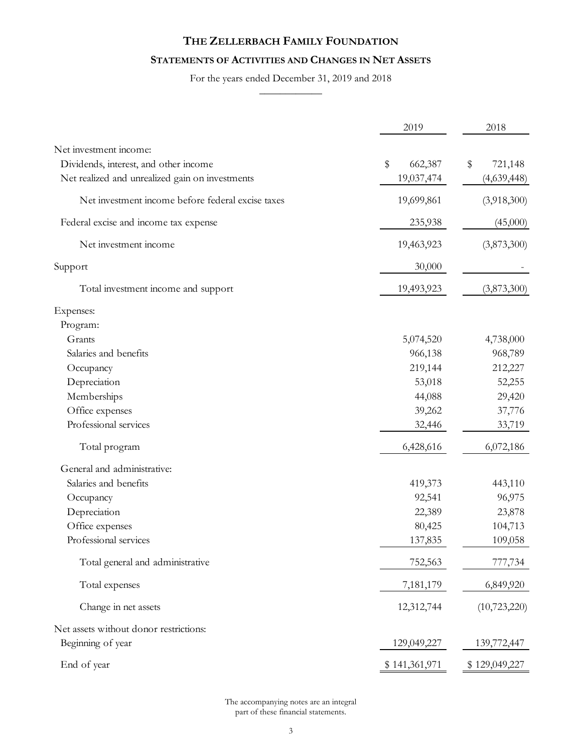# THE ZELLERBACH FAMILY FOUNDATION

## STATEMENTS OF ACTIVITIES AND CHANGES IN NET ASSETS

For the years ended December 31, 2019 and 2018

| | 2019 | 2018 |
|---|---|---|
| Net investment income: | | |
| Dividends, interest, and other income | $ 662,387 | $ 721,148 |
| Net realized and unrealized gain on investments | 19,037,474 | (4,639,448) |
| Net investment income before federal excise taxes | 19,699,861 | (3,918,300) |
| Federal excise and income tax expense | 235,938 | (45,000) |
| Net investment income | 19,463,923 | (3,873,300) |
| Support | 30,000 | - |
| Total investment income and support | 19,493,923 | (3,873,300) |
| Expenses: | | |
| Program: | | |
| Grants | 5,074,520 | 4,738,000 |
| Salaries and benefits | 966,138 | 968,789 |
| Occupancy | 219,144 | 212,227 |
| Depreciation | 53,018 | 52,255 |
| Memberships | 44,088 | 29,420 |
| Office expenses | 39,262 | 37,776 |
| Professional services | 32,446 | 33,719 |
| Total program | 6,428,616 | 6,072,186 |
| General and administrative: | | |
| Salaries and benefits | 419,373 | 443,110 |
| Occupancy | 92,541 | 96,975 |
| Depreciation | 22,389 | 23,878 |
| Office expenses | 80,425 | 104,713 |
| Professional services | 137,835 | 109,058 |
| Total general and administrative | 752,563 | 777,734 |
| Total expenses | 7,181,179 | 6,849,920 |
| Change in net assets | 12,312,744 | (10,723,220) |
| Net assets without donor restrictions: | | |
| Beginning of year | 129,049,227 | 139,772,447 |
| End of year | $ 141,361,971 | $ 129,049,227 |

The accompanying notes are an integral part of these financial statements.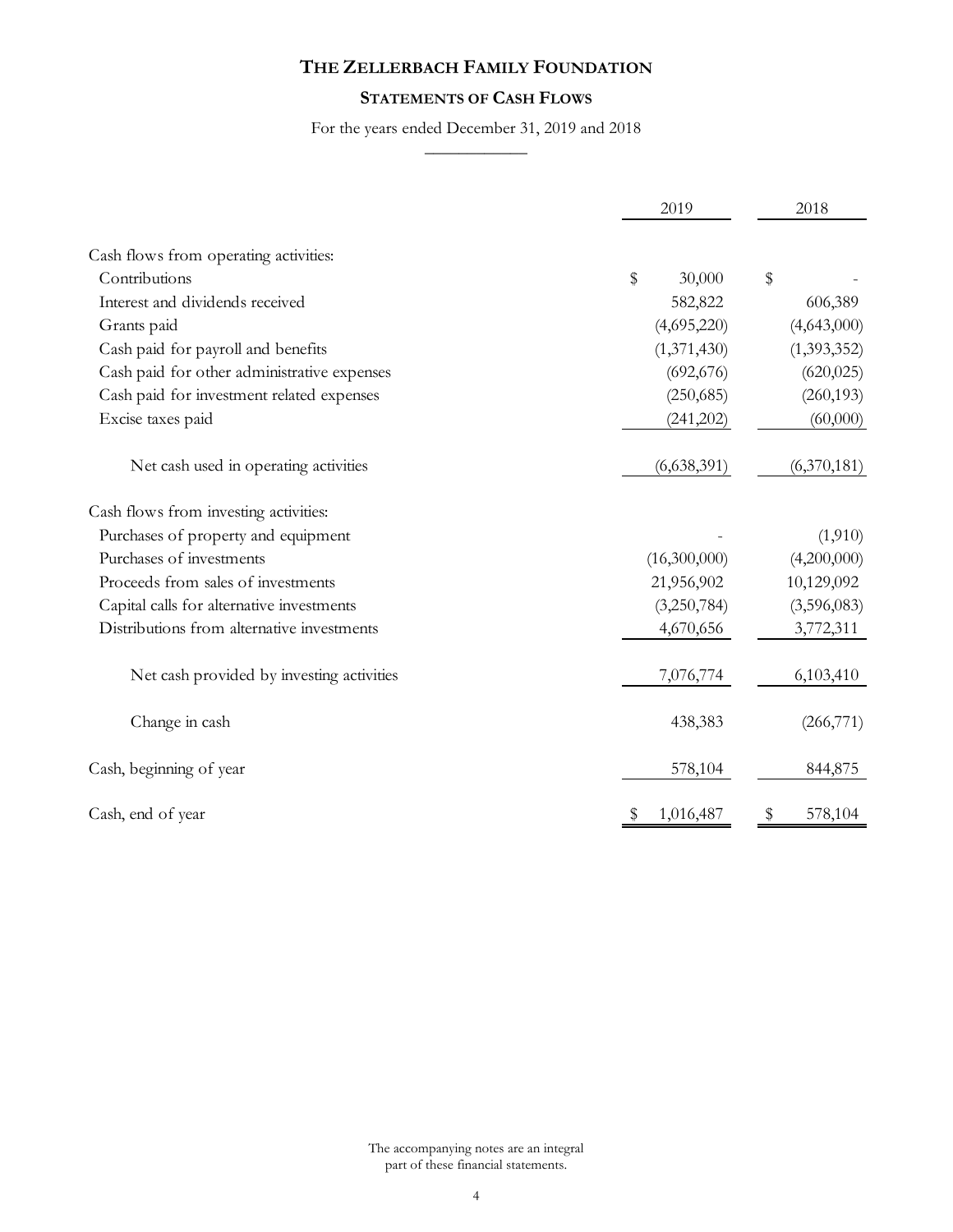# THE ZELLERBACH FAMILY FOUNDATION

## STATEMENTS OF CASH FLOWS

For the years ended December 31, 2019 and 2018

| | 2019 | 2018 |
|---|---|---|
| Cash flows from operating activities: | | |
| Contributions | $ 30,000 | $ - |
| Interest and dividends received | 582,822 | 606,389 |
| Grants paid | (4,695,220) | (4,643,000) |
| Cash paid for payroll and benefits | (1,371,430) | (1,393,352) |
| Cash paid for other administrative expenses | (692,676) | (620,025) |
| Cash paid for investment related expenses | (250,685) | (260,193) |
| Excise taxes paid | (241,202) | (60,000) |
| Net cash used in operating activities | (6,638,391) | (6,370,181) |
| Cash flows from investing activities: | | |
| Purchases of property and equipment | - | (1,910) |
| Purchases of investments | (16,300,000) | (4,200,000) |
| Proceeds from sales of investments | 21,956,902 | 10,129,092 |
| Capital calls for alternative investments | (3,250,784) | (3,596,083) |
| Distributions from alternative investments | 4,670,656 | 3,772,311 |
| Net cash provided by investing activities | 7,076,774 | 6,103,410 |
| Change in cash | 438,383 | (266,771) |
| Cash, beginning of year | 578,104 | 844,875 |
| Cash, end of year | $ 1,016,487 | $ 578,104 |

The accompanying notes are an integral part of these financial statements.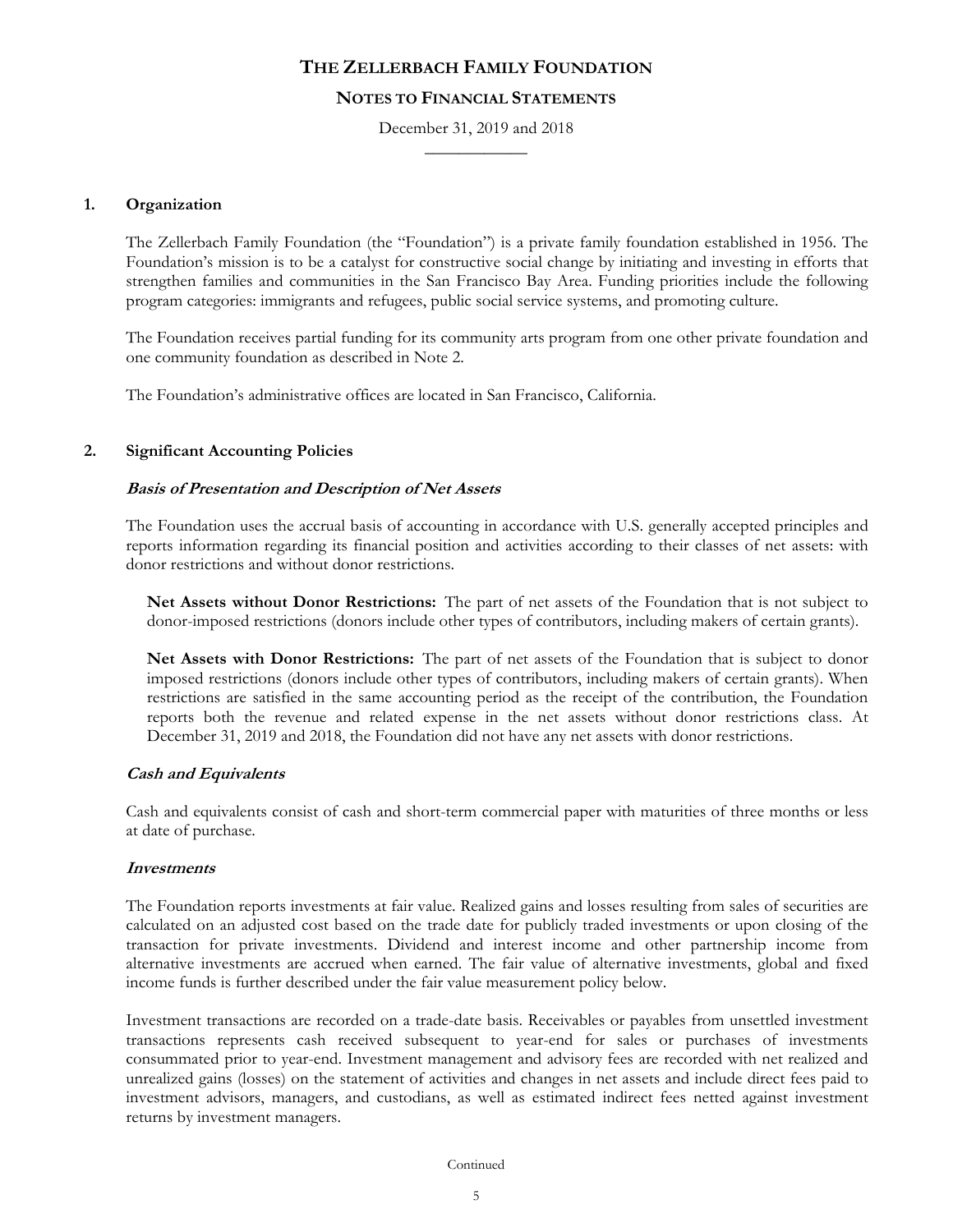# THE ZELLERBACH FAMILY FOUNDATION

## NOTES TO FINANCIAL STATEMENTS

December 31, 2019 and 2018

### 1. Organization

The Zellerbach Family Foundation (the "Foundation") is a private family foundation established in 1956. The Foundation's mission is to be a catalyst for constructive social change by initiating and investing in efforts that strengthen families and communities in the San Francisco Bay Area. Funding priorities include the following program categories: immigrants and refugees, public social service systems, and promoting culture.

The Foundation receives partial funding for its community arts program from one other private foundation and one community foundation as described in Note 2.

The Foundation's administrative offices are located in San Francisco, California.

### 2. Significant Accounting Policies

***Basis of Presentation and Description of Net Assets***

The Foundation uses the accrual basis of accounting in accordance with U.S. generally accepted principles and reports information regarding its financial position and activities according to their classes of net assets: with donor restrictions and without donor restrictions.

**Net Assets without Donor Restrictions:** The part of net assets of the Foundation that is not subject to donor-imposed restrictions (donors include other types of contributors, including makers of certain grants).

**Net Assets with Donor Restrictions:** The part of net assets of the Foundation that is subject to donor imposed restrictions (donors include other types of contributors, including makers of certain grants). When restrictions are satisfied in the same accounting period as the receipt of the contribution, the Foundation reports both the revenue and related expense in the net assets without donor restrictions class. At December 31, 2019 and 2018, the Foundation did not have any net assets with donor restrictions.

***Cash and Equivalents***

Cash and equivalents consist of cash and short-term commercial paper with maturities of three months or less at date of purchase.

***Investments***

The Foundation reports investments at fair value. Realized gains and losses resulting from sales of securities are calculated on an adjusted cost based on the trade date for publicly traded investments or upon closing of the transaction for private investments. Dividend and interest income and other partnership income from alternative investments are accrued when earned. The fair value of alternative investments, global and fixed income funds is further described under the fair value measurement policy below.

Investment transactions are recorded on a trade-date basis. Receivables or payables from unsettled investment transactions represents cash received subsequent to year-end for sales or purchases of investments consummated prior to year-end. Investment management and advisory fees are recorded with net realized and unrealized gains (losses) on the statement of activities and changes in net assets and include direct fees paid to investment advisors, managers, and custodians, as well as estimated indirect fees netted against investment returns by investment managers.

Continued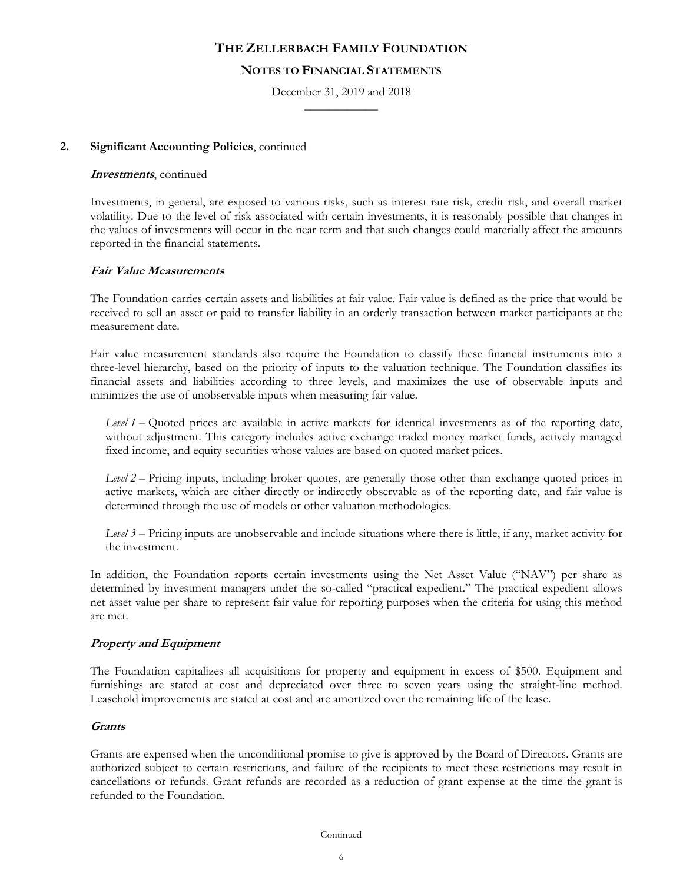# THE ZELLERBACH FAMILY FOUNDATION

## NOTES TO FINANCIAL STATEMENTS

December 31, 2019 and 2018

**2. Significant Accounting Policies**, continued

***Investments***, continued

Investments, in general, are exposed to various risks, such as interest rate risk, credit risk, and overall market volatility. Due to the level of risk associated with certain investments, it is reasonably possible that changes in the values of investments will occur in the near term and that such changes could materially affect the amounts reported in the financial statements.

***Fair Value Measurements***

The Foundation carries certain assets and liabilities at fair value. Fair value is defined as the price that would be received to sell an asset or paid to transfer liability in an orderly transaction between market participants at the measurement date.

Fair value measurement standards also require the Foundation to classify these financial instruments into a three-level hierarchy, based on the priority of inputs to the valuation technique. The Foundation classifies its financial assets and liabilities according to three levels, and maximizes the use of observable inputs and minimizes the use of unobservable inputs when measuring fair value.

*Level 1* – Quoted prices are available in active markets for identical investments as of the reporting date, without adjustment. This category includes active exchange traded money market funds, actively managed fixed income, and equity securities whose values are based on quoted market prices.

*Level 2* – Pricing inputs, including broker quotes, are generally those other than exchange quoted prices in active markets, which are either directly or indirectly observable as of the reporting date, and fair value is determined through the use of models or other valuation methodologies.

*Level 3* – Pricing inputs are unobservable and include situations where there is little, if any, market activity for the investment.

In addition, the Foundation reports certain investments using the Net Asset Value ("NAV") per share as determined by investment managers under the so-called "practical expedient." The practical expedient allows net asset value per share to represent fair value for reporting purposes when the criteria for using this method are met.

***Property and Equipment***

The Foundation capitalizes all acquisitions for property and equipment in excess of $500. Equipment and furnishings are stated at cost and depreciated over three to seven years using the straight-line method. Leasehold improvements are stated at cost and are amortized over the remaining life of the lease.

***Grants***

Grants are expensed when the unconditional promise to give is approved by the Board of Directors. Grants are authorized subject to certain restrictions, and failure of the recipients to meet these restrictions may result in cancellations or refunds. Grant refunds are recorded as a reduction of grant expense at the time the grant is refunded to the Foundation.

Continued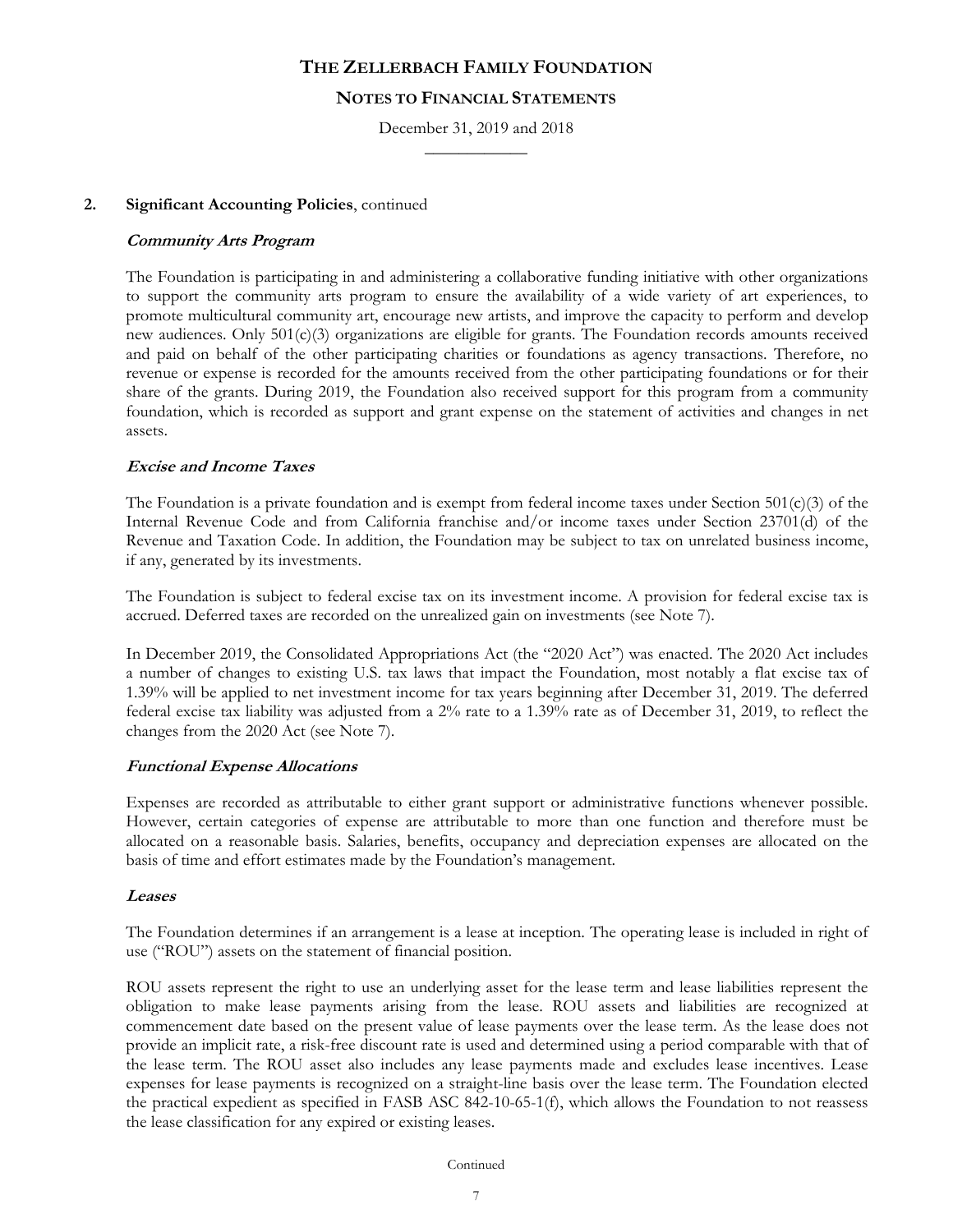# THE ZELLERBACH FAMILY FOUNDATION

## NOTES TO FINANCIAL STATEMENTS

December 31, 2019 and 2018

**2. Significant Accounting Policies**, continued

***Community Arts Program***

The Foundation is participating in and administering a collaborative funding initiative with other organizations to support the community arts program to ensure the availability of a wide variety of art experiences, to promote multicultural community art, encourage new artists, and improve the capacity to perform and develop new audiences. Only 501(c)(3) organizations are eligible for grants. The Foundation records amounts received and paid on behalf of the other participating charities or foundations as agency transactions. Therefore, no revenue or expense is recorded for the amounts received from the other participating foundations or for their share of the grants. During 2019, the Foundation also received support for this program from a community foundation, which is recorded as support and grant expense on the statement of activities and changes in net assets.

***Excise and Income Taxes***

The Foundation is a private foundation and is exempt from federal income taxes under Section 501(c)(3) of the Internal Revenue Code and from California franchise and/or income taxes under Section 23701(d) of the Revenue and Taxation Code. In addition, the Foundation may be subject to tax on unrelated business income, if any, generated by its investments.

The Foundation is subject to federal excise tax on its investment income. A provision for federal excise tax is accrued. Deferred taxes are recorded on the unrealized gain on investments (see Note 7).

In December 2019, the Consolidated Appropriations Act (the "2020 Act") was enacted. The 2020 Act includes a number of changes to existing U.S. tax laws that impact the Foundation, most notably a flat excise tax of 1.39% will be applied to net investment income for tax years beginning after December 31, 2019. The deferred federal excise tax liability was adjusted from a 2% rate to a 1.39% rate as of December 31, 2019, to reflect the changes from the 2020 Act (see Note 7).

***Functional Expense Allocations***

Expenses are recorded as attributable to either grant support or administrative functions whenever possible. However, certain categories of expense are attributable to more than one function and therefore must be allocated on a reasonable basis. Salaries, benefits, occupancy and depreciation expenses are allocated on the basis of time and effort estimates made by the Foundation's management.

***Leases***

The Foundation determines if an arrangement is a lease at inception. The operating lease is included in right of use ("ROU") assets on the statement of financial position.

ROU assets represent the right to use an underlying asset for the lease term and lease liabilities represent the obligation to make lease payments arising from the lease. ROU assets and liabilities are recognized at commencement date based on the present value of lease payments over the lease term. As the lease does not provide an implicit rate, a risk-free discount rate is used and determined using a period comparable with that of the lease term. The ROU asset also includes any lease payments made and excludes lease incentives. Lease expenses for lease payments is recognized on a straight-line basis over the lease term. The Foundation elected the practical expedient as specified in FASB ASC 842-10-65-1(f), which allows the Foundation to not reassess the lease classification for any expired or existing leases.

Continued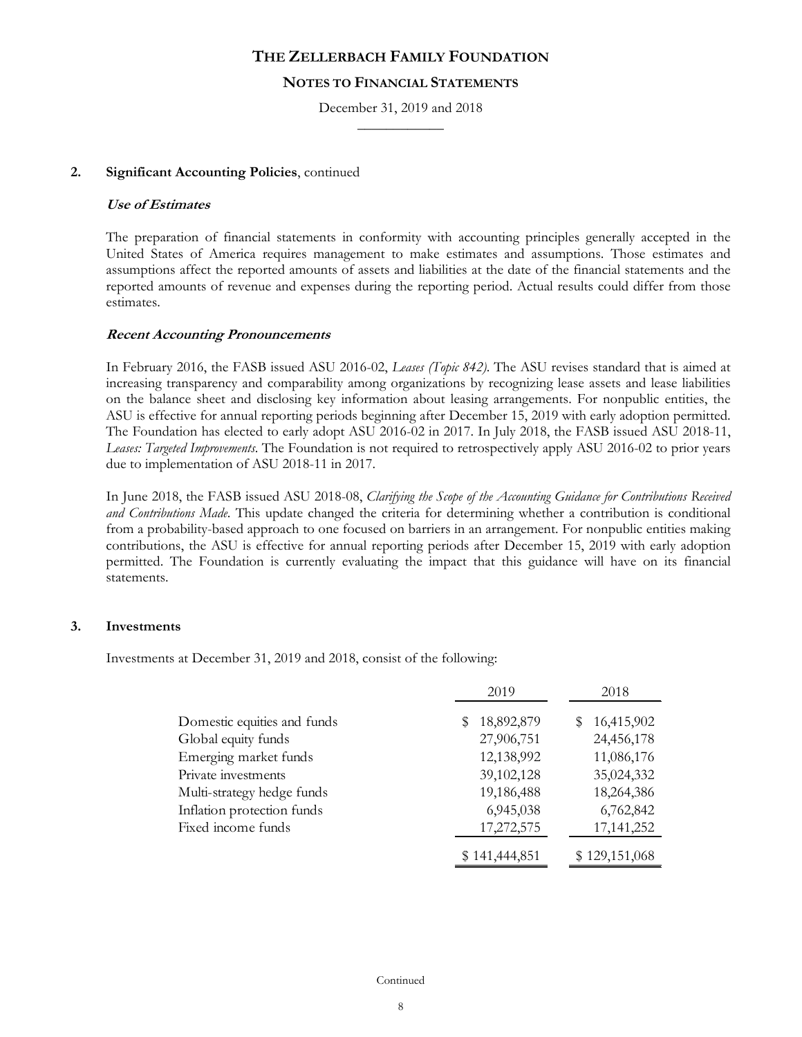## 2. Significant Accounting Policies, continued

***Use of Estimates***

The preparation of financial statements in conformity with accounting principles generally accepted in the United States of America requires management to make estimates and assumptions. Those estimates and assumptions affect the reported amounts of assets and liabilities at the date of the financial statements and the reported amounts of revenue and expenses during the reporting period. Actual results could differ from those estimates.

***Recent Accounting Pronouncements***

In February 2016, the FASB issued ASU 2016-02, *Leases (Topic 842)*. The ASU revises standard that is aimed at increasing transparency and comparability among organizations by recognizing lease assets and lease liabilities on the balance sheet and disclosing key information about leasing arrangements. For nonpublic entities, the ASU is effective for annual reporting periods beginning after December 15, 2019 with early adoption permitted. The Foundation has elected to early adopt ASU 2016-02 in 2017. In July 2018, the FASB issued ASU 2018-11, *Leases: Targeted Improvements*. The Foundation is not required to retrospectively apply ASU 2016-02 to prior years due to implementation of ASU 2018-11 in 2017.

In June 2018, the FASB issued ASU 2018-08, *Clarifying the Scope of the Accounting Guidance for Contributions Received and Contributions Made*. This update changed the criteria for determining whether a contribution is conditional from a probability-based approach to one focused on barriers in an arrangement. For nonpublic entities making contributions, the ASU is effective for annual reporting periods after December 15, 2019 with early adoption permitted. The Foundation is currently evaluating the impact that this guidance will have on its financial statements.

## 3. Investments

Investments at December 31, 2019 and 2018, consist of the following:

| | 2019 | 2018 |
|---|---|---|
| Domestic equities and funds | $ 18,892,879 | $ 16,415,902 |
| Global equity funds | 27,906,751 | 24,456,178 |
| Emerging market funds | 12,138,992 | 11,086,176 |
| Private investments | 39,102,128 | 35,024,332 |
| Multi-strategy hedge funds | 19,186,488 | 18,264,386 |
| Inflation protection funds | 6,945,038 | 6,762,842 |
| Fixed income funds | 17,272,575 | 17,141,252 |
| | $ 141,444,851 | $ 129,151,068 |

Continued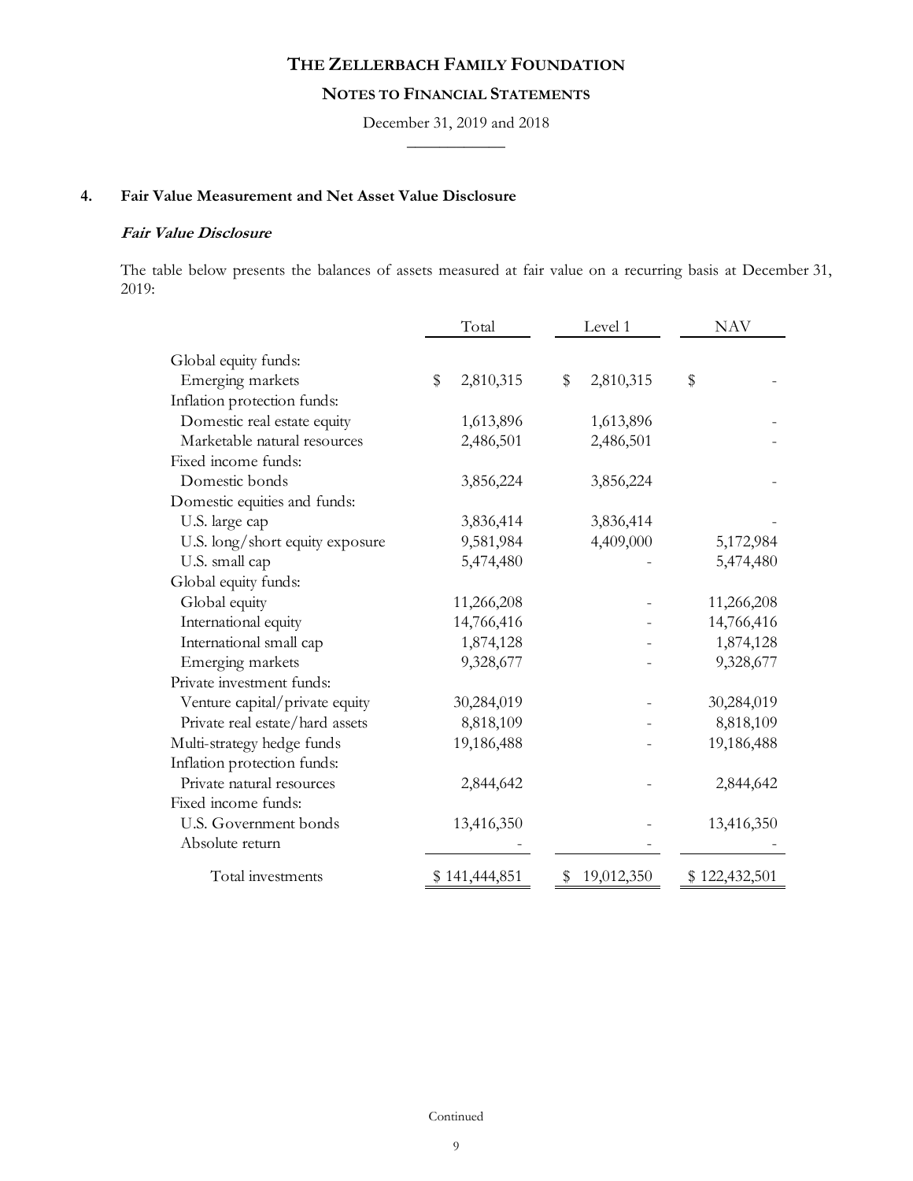# THE ZELLERBACH FAMILY FOUNDATION

## NOTES TO FINANCIAL STATEMENTS

December 31, 2019 and 2018

### 4. Fair Value Measurement and Net Asset Value Disclosure

***Fair Value Disclosure***

The table below presents the balances of assets measured at fair value on a recurring basis at December 31, 2019:

| | Total | Level 1 | NAV |
|---|---|---|---|
| Global equity funds: | | | |
| Emerging markets | $ 2,810,315 | $ 2,810,315 | $ - |
| Inflation protection funds: | | | |
| Domestic real estate equity | 1,613,896 | 1,613,896 | - |
| Marketable natural resources | 2,486,501 | 2,486,501 | - |
| Fixed income funds: | | | |
| Domestic bonds | 3,856,224 | 3,856,224 | - |
| Domestic equities and funds: | | | |
| U.S. large cap | 3,836,414 | 3,836,414 | - |
| U.S. long/short equity exposure | 9,581,984 | 4,409,000 | 5,172,984 |
| U.S. small cap | 5,474,480 | - | 5,474,480 |
| Global equity funds: | | | |
| Global equity | 11,266,208 | - | 11,266,208 |
| International equity | 14,766,416 | - | 14,766,416 |
| International small cap | 1,874,128 | - | 1,874,128 |
| Emerging markets | 9,328,677 | - | 9,328,677 |
| Private investment funds: | | | |
| Venture capital/private equity | 30,284,019 | - | 30,284,019 |
| Private real estate/hard assets | 8,818,109 | - | 8,818,109 |
| Multi-strategy hedge funds | 19,186,488 | - | 19,186,488 |
| Inflation protection funds: | | | |
| Private natural resources | 2,844,642 | - | 2,844,642 |
| Fixed income funds: | | | |
| U.S. Government bonds | 13,416,350 | - | 13,416,350 |
| Absolute return | - | - | - |
| Total investments | $ 141,444,851 | $ 19,012,350 | $ 122,432,501 |

Continued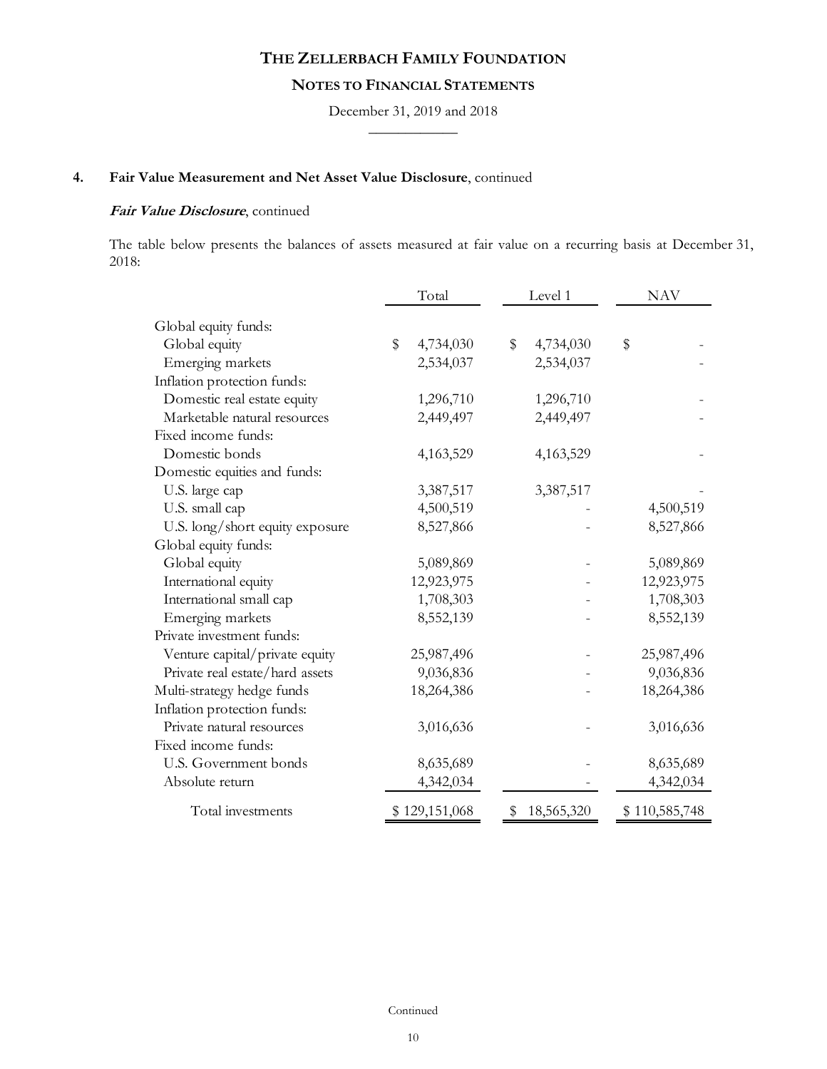## 4. Fair Value Measurement and Net Asset Value Disclosure, continued

***Fair Value Disclosure***, continued

The table below presents the balances of assets measured at fair value on a recurring basis at December 31, 2018:

| | Total | Level 1 | NAV |
|---|---|---|---|
| Global equity funds: | | | |
| Global equity | $ 4,734,030 | $ 4,734,030 | $ - |
| Emerging markets | 2,534,037 | 2,534,037 | - |
| Inflation protection funds: | | | |
| Domestic real estate equity | 1,296,710 | 1,296,710 | - |
| Marketable natural resources | 2,449,497 | 2,449,497 | - |
| Fixed income funds: | | | |
| Domestic bonds | 4,163,529 | 4,163,529 | - |
| Domestic equities and funds: | | | |
| U.S. large cap | 3,387,517 | 3,387,517 | - |
| U.S. small cap | 4,500,519 | - | 4,500,519 |
| U.S. long/short equity exposure | 8,527,866 | - | 8,527,866 |
| Global equity funds: | | | |
| Global equity | 5,089,869 | - | 5,089,869 |
| International equity | 12,923,975 | - | 12,923,975 |
| International small cap | 1,708,303 | - | 1,708,303 |
| Emerging markets | 8,552,139 | - | 8,552,139 |
| Private investment funds: | | | |
| Venture capital/private equity | 25,987,496 | - | 25,987,496 |
| Private real estate/hard assets | 9,036,836 | - | 9,036,836 |
| Multi-strategy hedge funds | 18,264,386 | - | 18,264,386 |
| Inflation protection funds: | | | |
| Private natural resources | 3,016,636 | - | 3,016,636 |
| Fixed income funds: | | | |
| U.S. Government bonds | 8,635,689 | - | 8,635,689 |
| Absolute return | 4,342,034 | - | 4,342,034 |
| Total investments | $ 129,151,068 | $ 18,565,320 | $ 110,585,748 |

Continued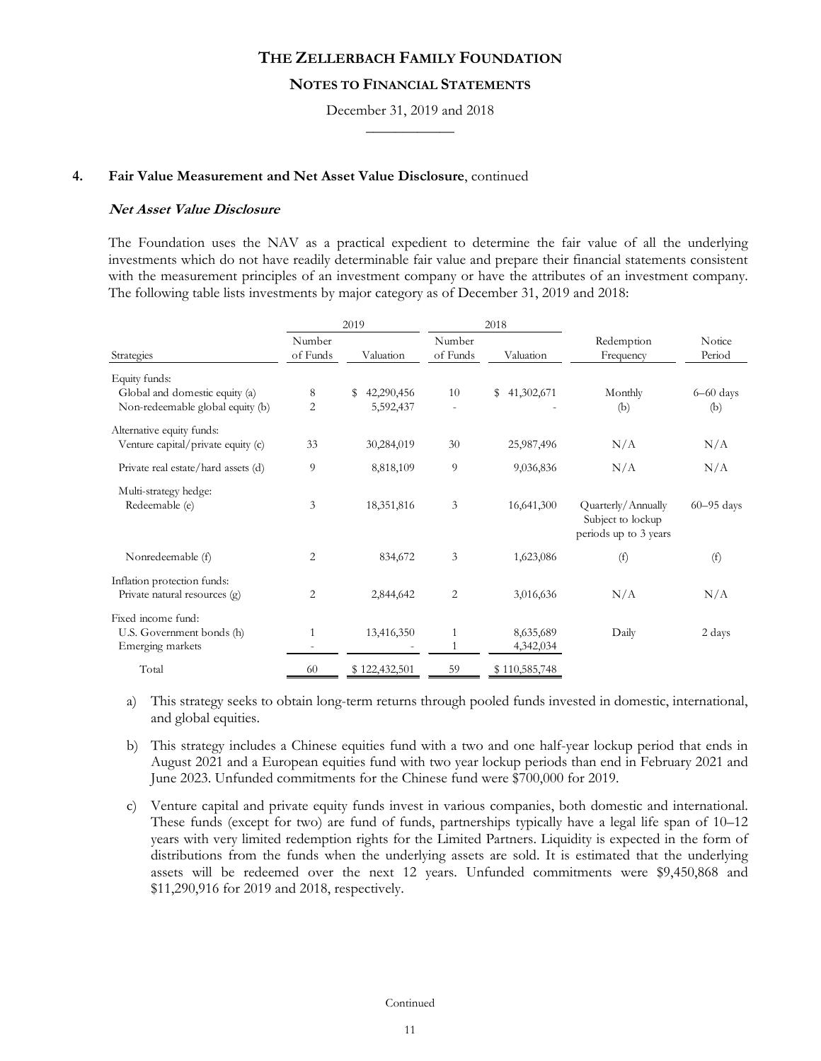# THE ZELLERBACH FAMILY FOUNDATION

## NOTES TO FINANCIAL STATEMENTS

December 31, 2019 and 2018

### 4. Fair Value Measurement and Net Asset Value Disclosure, continued

***Net Asset Value Disclosure***

The Foundation uses the NAV as a practical expedient to determine the fair value of all the underlying investments which do not have readily determinable fair value and prepare their financial statements consistent with the measurement principles of an investment company or have the attributes of an investment company. The following table lists investments by major category as of December 31, 2019 and 2018:

| | 2019 | | 2018 | | | |
|---|---|---|---|---|---|---|
| Strategies | Number of Funds | Valuation | Number of Funds | Valuation | Redemption Frequency | Notice Period |
| Equity funds: | | | | | | |
| Global and domestic equity (a) | 8 | $ 42,290,456 | 10 | $ 41,302,671 | Monthly | 6–60 days |
| Non-redeemable global equity (b) | 2 | 5,592,437 | - | - | (b) | (b) |
| Alternative equity funds: | | | | | | |
| Venture capital/private equity (c) | 33 | 30,284,019 | 30 | 25,987,496 | N/A | N/A |
| Private real estate/hard assets (d) | 9 | 8,818,109 | 9 | 9,036,836 | N/A | N/A |
| Multi-strategy hedge: | | | | | | |
| Redeemable (e) | 3 | 18,351,816 | 3 | 16,641,300 | Quarterly/Annually Subject to lockup periods up to 3 years | 60–95 days |
| Nonredeemable (f) | 2 | 834,672 | 3 | 1,623,086 | (f) | (f) |
| Inflation protection funds: | | | | | | |
| Private natural resources (g) | 2 | 2,844,642 | 2 | 3,016,636 | N/A | N/A |
| Fixed income fund: | | | | | | |
| U.S. Government bonds (h) | 1 | 13,416,350 | 1 | 8,635,689 | Daily | 2 days |
| Emerging markets | - | - | 1 | 4,342,034 | | |
| Total | 60 | $ 122,432,501 | 59 | $ 110,585,748 | | |

a) This strategy seeks to obtain long-term returns through pooled funds invested in domestic, international, and global equities.

b) This strategy includes a Chinese equities fund with a two and one half-year lockup period that ends in August 2021 and a European equities fund with two year lockup periods than end in February 2021 and June 2023. Unfunded commitments for the Chinese fund were $700,000 for 2019.

c) Venture capital and private equity funds invest in various companies, both domestic and international. These funds (except for two) are fund of funds, partnerships typically have a legal life span of 10–12 years with very limited redemption rights for the Limited Partners. Liquidity is expected in the form of distributions from the funds when the underlying assets are sold. It is estimated that the underlying assets will be redeemed over the next 12 years. Unfunded commitments were $9,450,868 and $11,290,916 for 2019 and 2018, respectively.

Continued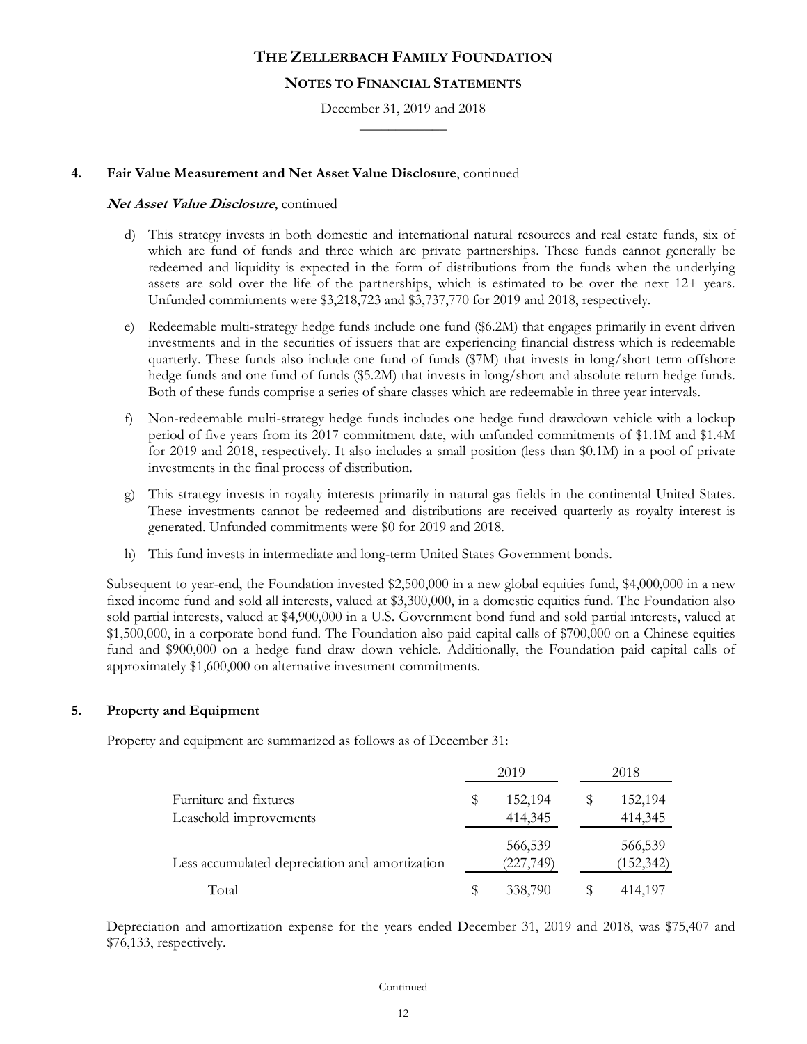# THE ZELLERBACH FAMILY FOUNDATION

## NOTES TO FINANCIAL STATEMENTS

December 31, 2019 and 2018

### 4. Fair Value Measurement and Net Asset Value Disclosure, continued

***Net Asset Value Disclosure***, continued

d) This strategy invests in both domestic and international natural resources and real estate funds, six of which are fund of funds and three which are private partnerships. These funds cannot generally be redeemed and liquidity is expected in the form of distributions from the funds when the underlying assets are sold over the life of the partnerships, which is estimated to be over the next 12+ years. Unfunded commitments were $3,218,723 and $3,737,770 for 2019 and 2018, respectively.

e) Redeemable multi-strategy hedge funds include one fund ($6.2M) that engages primarily in event driven investments and in the securities of issuers that are experiencing financial distress which is redeemable quarterly. These funds also include one fund of funds ($7M) that invests in long/short term offshore hedge funds and one fund of funds ($5.2M) that invests in long/short and absolute return hedge funds. Both of these funds comprise a series of share classes which are redeemable in three year intervals.

f) Non-redeemable multi-strategy hedge funds includes one hedge fund drawdown vehicle with a lockup period of five years from its 2017 commitment date, with unfunded commitments of $1.1M and $1.4M for 2019 and 2018, respectively. It also includes a small position (less than $0.1M) in a pool of private investments in the final process of distribution.

g) This strategy invests in royalty interests primarily in natural gas fields in the continental United States. These investments cannot be redeemed and distributions are received quarterly as royalty interest is generated. Unfunded commitments were $0 for 2019 and 2018.

h) This fund invests in intermediate and long-term United States Government bonds.

Subsequent to year-end, the Foundation invested $2,500,000 in a new global equities fund, $4,000,000 in a new fixed income fund and sold all interests, valued at $3,300,000, in a domestic equities fund. The Foundation also sold partial interests, valued at $4,900,000 in a U.S. Government bond fund and sold partial interests, valued at $1,500,000, in a corporate bond fund. The Foundation also paid capital calls of $700,000 on a Chinese equities fund and $900,000 on a hedge fund draw down vehicle. Additionally, the Foundation paid capital calls of approximately $1,600,000 on alternative investment commitments.

### 5. Property and Equipment

Property and equipment are summarized as follows as of December 31:

| | 2019 | 2018 |
|---|---|---|
| Furniture and fixtures | $ 152,194 | $ 152,194 |
| Leasehold improvements | 414,345 | 414,345 |
| | 566,539 | 566,539 |
| Less accumulated depreciation and amortization | (227,749) | (152,342) |
| Total | $ 338,790 | $ 414,197 |

Depreciation and amortization expense for the years ended December 31, 2019 and 2018, was $75,407 and $76,133, respectively.

Continued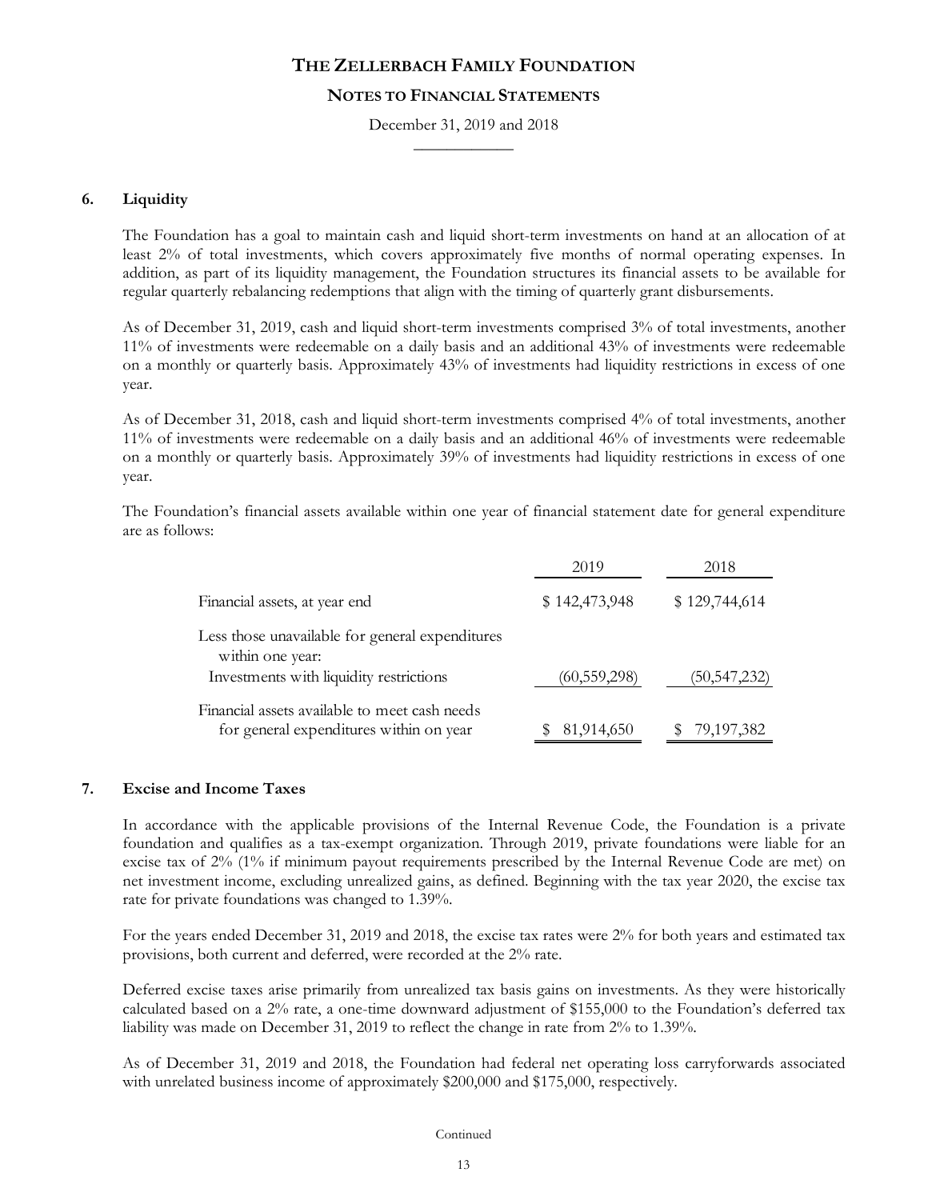## 6. Liquidity

The Foundation has a goal to maintain cash and liquid short-term investments on hand at an allocation of at least 2% of total investments, which covers approximately five months of normal operating expenses. In addition, as part of its liquidity management, the Foundation structures its financial assets to be available for regular quarterly rebalancing redemptions that align with the timing of quarterly grant disbursements.

As of December 31, 2019, cash and liquid short-term investments comprised 3% of total investments, another 11% of investments were redeemable on a daily basis and an additional 43% of investments were redeemable on a monthly or quarterly basis. Approximately 43% of investments had liquidity restrictions in excess of one year.

As of December 31, 2018, cash and liquid short-term investments comprised 4% of total investments, another 11% of investments were redeemable on a daily basis and an additional 46% of investments were redeemable on a monthly or quarterly basis. Approximately 39% of investments had liquidity restrictions in excess of one year.

The Foundation's financial assets available within one year of financial statement date for general expenditure are as follows:

| | 2019 | 2018 |
|---|---|---|
| Financial assets, at year end | $ 142,473,948 | $ 129,744,614 |
| Less those unavailable for general expenditures within one year: | | |
| Investments with liquidity restrictions | (60,559,298) | (50,547,232) |
| Financial assets available to meet cash needs for general expenditures within on year | $ 81,914,650 | $ 79,197,382 |

## 7. Excise and Income Taxes

In accordance with the applicable provisions of the Internal Revenue Code, the Foundation is a private foundation and qualifies as a tax-exempt organization. Through 2019, private foundations were liable for an excise tax of 2% (1% if minimum payout requirements prescribed by the Internal Revenue Code are met) on net investment income, excluding unrealized gains, as defined. Beginning with the tax year 2020, the excise tax rate for private foundations was changed to 1.39%.

For the years ended December 31, 2019 and 2018, the excise tax rates were 2% for both years and estimated tax provisions, both current and deferred, were recorded at the 2% rate.

Deferred excise taxes arise primarily from unrealized tax basis gains on investments. As they were historically calculated based on a 2% rate, a one-time downward adjustment of $155,000 to the Foundation's deferred tax liability was made on December 31, 2019 to reflect the change in rate from 2% to 1.39%.

As of December 31, 2019 and 2018, the Foundation had federal net operating loss carryforwards associated with unrelated business income of approximately $200,000 and $175,000, respectively.

Continued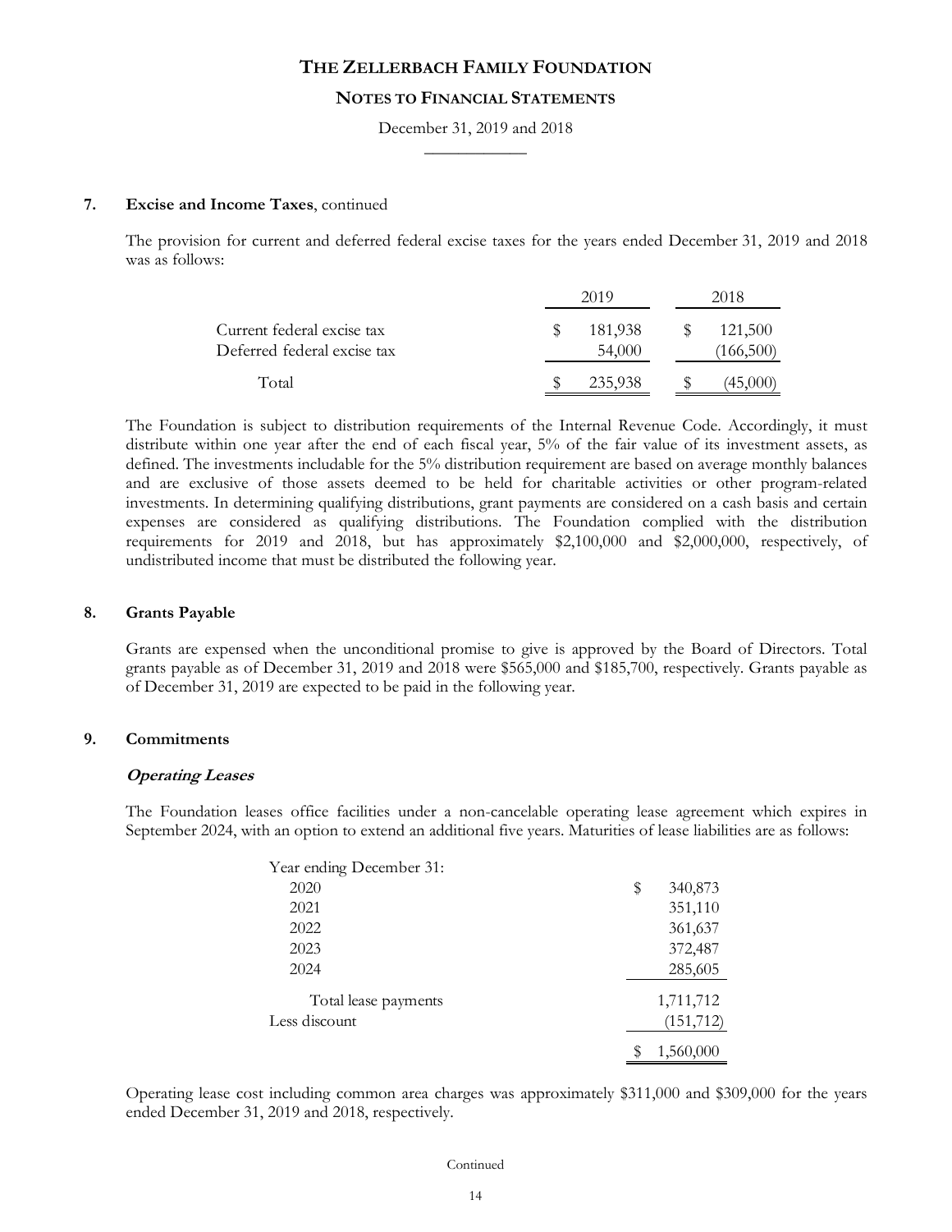# THE ZELLERBACH FAMILY FOUNDATION

## NOTES TO FINANCIAL STATEMENTS

December 31, 2019 and 2018

### 7. Excise and Income Taxes, continued

The provision for current and deferred federal excise taxes for the years ended December 31, 2019 and 2018 was as follows:

| | 2019 | 2018 |
|---|---|---|
| Current federal excise tax | $ 181,938 | $ 121,500 |
| Deferred federal excise tax | 54,000 | (166,500) |
| Total | $ 235,938 | $ (45,000) |

The Foundation is subject to distribution requirements of the Internal Revenue Code. Accordingly, it must distribute within one year after the end of each fiscal year, 5% of the fair value of its investment assets, as defined. The investments includable for the 5% distribution requirement are based on average monthly balances and are exclusive of those assets deemed to be held for charitable activities or other program-related investments. In determining qualifying distributions, grant payments are considered on a cash basis and certain expenses are considered as qualifying distributions. The Foundation complied with the distribution requirements for 2019 and 2018, but has approximately $2,100,000 and $2,000,000, respectively, of undistributed income that must be distributed the following year.

### 8. Grants Payable

Grants are expensed when the unconditional promise to give is approved by the Board of Directors. Total grants payable as of December 31, 2019 and 2018 were $565,000 and $185,700, respectively. Grants payable as of December 31, 2019 are expected to be paid in the following year.

### 9. Commitments

***Operating Leases***

The Foundation leases office facilities under a non-cancelable operating lease agreement which expires in September 2024, with an option to extend an additional five years. Maturities of lease liabilities are as follows:

| Year ending December 31: | |
|---|---|
| 2020 | $ 340,873 |
| 2021 | 351,110 |
| 2022 | 361,637 |
| 2023 | 372,487 |
| 2024 | 285,605 |
| Total lease payments | 1,711,712 |
| Less discount | (151,712) |
| | $ 1,560,000 |

Operating lease cost including common area charges was approximately $311,000 and $309,000 for the years ended December 31, 2019 and 2018, respectively.

Continued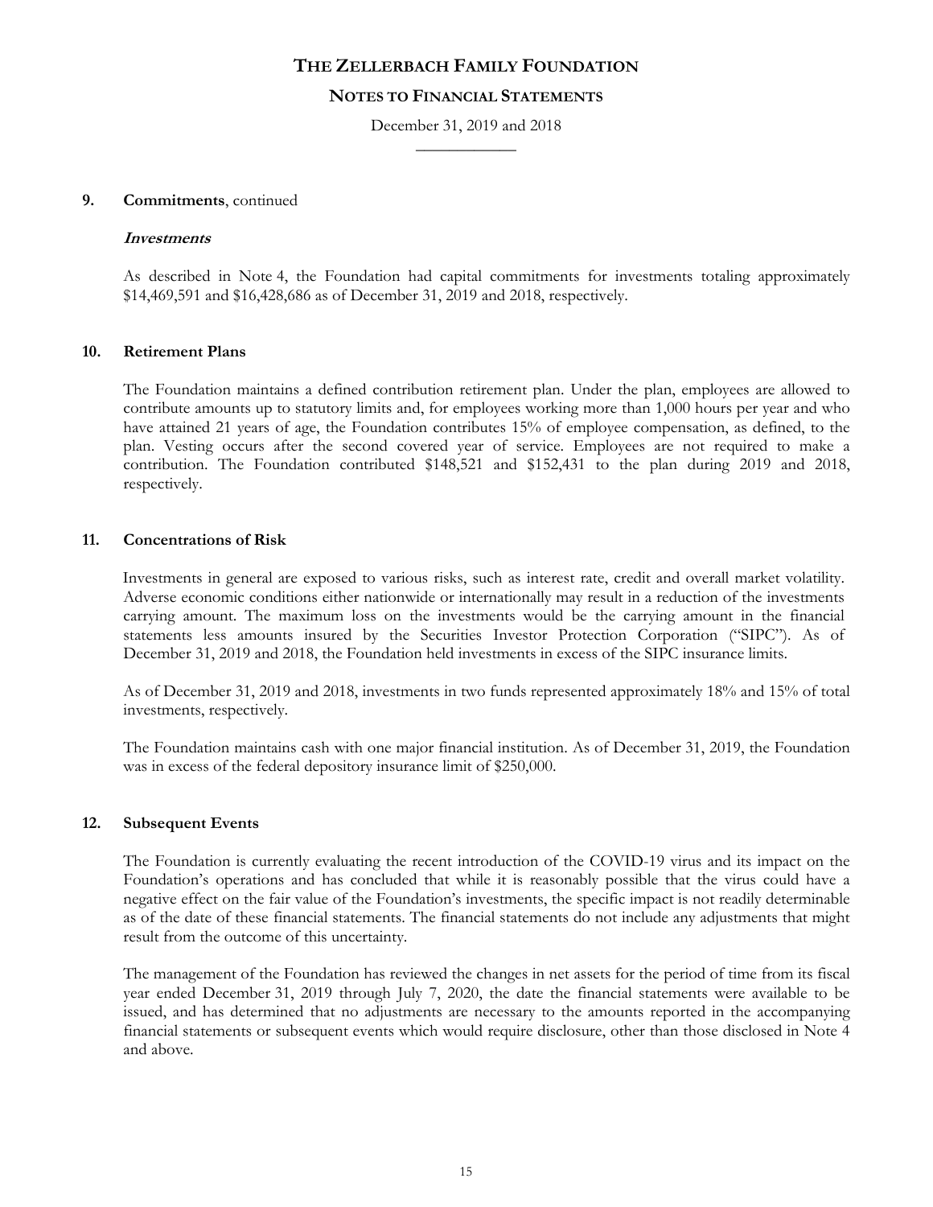# THE ZELLERBACH FAMILY FOUNDATION

## NOTES TO FINANCIAL STATEMENTS

December 31, 2019 and 2018

### 9. Commitments, continued

#### *Investments*

As described in Note 4, the Foundation had capital commitments for investments totaling approximately $14,469,591 and $16,428,686 as of December 31, 2019 and 2018, respectively.

### 10. Retirement Plans

The Foundation maintains a defined contribution retirement plan. Under the plan, employees are allowed to contribute amounts up to statutory limits and, for employees working more than 1,000 hours per year and who have attained 21 years of age, the Foundation contributes 15% of employee compensation, as defined, to the plan. Vesting occurs after the second covered year of service. Employees are not required to make a contribution. The Foundation contributed $148,521 and $152,431 to the plan during 2019 and 2018, respectively.

### 11. Concentrations of Risk

Investments in general are exposed to various risks, such as interest rate, credit and overall market volatility. Adverse economic conditions either nationwide or internationally may result in a reduction of the investments carrying amount. The maximum loss on the investments would be the carrying amount in the financial statements less amounts insured by the Securities Investor Protection Corporation ("SIPC"). As of December 31, 2019 and 2018, the Foundation held investments in excess of the SIPC insurance limits.

As of December 31, 2019 and 2018, investments in two funds represented approximately 18% and 15% of total investments, respectively.

The Foundation maintains cash with one major financial institution. As of December 31, 2019, the Foundation was in excess of the federal depository insurance limit of $250,000.

### 12. Subsequent Events

The Foundation is currently evaluating the recent introduction of the COVID-19 virus and its impact on the Foundation's operations and has concluded that while it is reasonably possible that the virus could have a negative effect on the fair value of the Foundation's investments, the specific impact is not readily determinable as of the date of these financial statements. The financial statements do not include any adjustments that might result from the outcome of this uncertainty.

The management of the Foundation has reviewed the changes in net assets for the period of time from its fiscal year ended December 31, 2019 through July 7, 2020, the date the financial statements were available to be issued, and has determined that no adjustments are necessary to the amounts reported in the accompanying financial statements or subsequent events which would require disclosure, other than those disclosed in Note 4 and above.